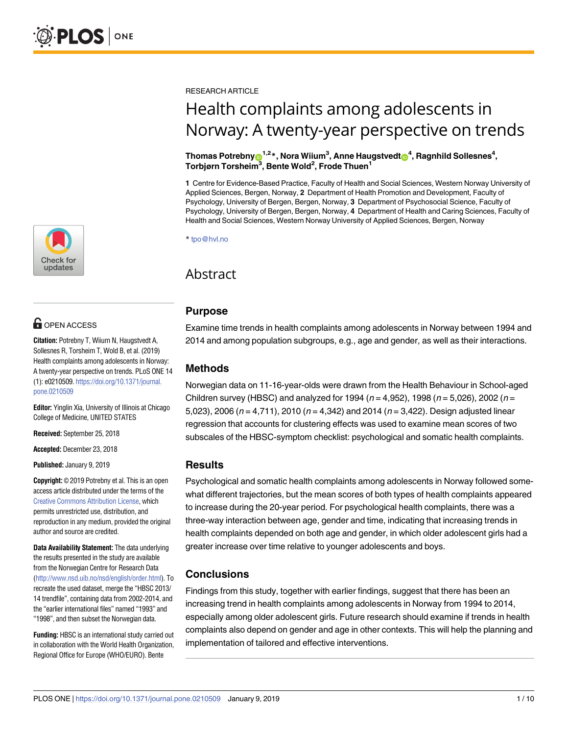RESEARCH ARTICLE

# Health complaints among adolescents in Norway: A twenty-year perspective on trends

**Thomas Potrebny[1,2]*, Nora Wiium[3], Anne Haugstvedt[4], Ragnhild Sollesnes[4], Torbjørn Torsheim[3], Bente Wold[2], Frode Thuen[1]**

**1** Centre for Evidence-Based Practice, Faculty of Health and Social Sciences, Western Norway University of Applied Sciences, Bergen, Norway, **2** Department of Health Promotion and Development, Faculty of Psychology, University of Bergen, Bergen, Norway, **3** Department of Psychosocial Science, Faculty of Psychology, University of Bergen, Bergen, Norway, **4** Department of Health and Caring Sciences, Faculty of Health and Social Sciences, Western Norway University of Applied Sciences, Bergen, Norway

* tpo@hvl.no

OPEN ACCESS

**Citation:** Potrebny T, Wiium N, Haugstvedt A, Sollesnes R, Torsheim T, Wold B, et al. (2019) Health complaints among adolescents in Norway: A twenty-year perspective on trends. PLoS ONE 14 (1): e0210509. https://doi.org/10.1371/journal.pone.0210509

**Editor:** Yinglin Xia, University of Illinois at Chicago College of Medicine, UNITED STATES

**Received:** September 25, 2018

**Accepted:** December 23, 2018

**Published:** January 9, 2019

**Copyright:** © 2019 Potrebny et al. This is an open access article distributed under the terms of the Creative Commons Attribution License, which permits unrestricted use, distribution, and reproduction in any medium, provided the original author and source are credited.

**Data Availability Statement:** The data underlying the results presented in the study are available from the Norwegian Centre for Research Data (http://www.nsd.uib.no/nsd/english/order.html). To recreate the used dataset, merge the "HBSC 2013/14 trendfile", containing data from 2002-2014, and the "earlier international files" named "1993" and "1998", and then subset the Norwegian data.

**Funding:** HBSC is an international study carried out in collaboration with the World Health Organization, Regional Office for Europe (WHO/EURO). Bente

## Abstract

### Purpose

Examine time trends in health complaints among adolescents in Norway between 1994 and 2014 and among population subgroups, e.g., age and gender, as well as their interactions.

### Methods

Norwegian data on 11-16-year-olds were drawn from the Health Behaviour in School-aged Children survey (HBSC) and analyzed for 1994 (*n* = 4,952), 1998 (*n* = 5,026), 2002 (*n* = 5,023), 2006 (*n* = 4,711), 2010 (*n* = 4,342) and 2014 (*n* = 3,422). Design adjusted linear regression that accounts for clustering effects was used to examine mean scores of two subscales of the HBSC-symptom checklist: psychological and somatic health complaints.

### Results

Psychological and somatic health complaints among adolescents in Norway followed somewhat different trajectories, but the mean scores of both types of health complaints appeared to increase during the 20-year period. For psychological health complaints, there was a three-way interaction between age, gender and time, indicating that increasing trends in health complaints depended on both age and gender, in which older adolescent girls had a greater increase over time relative to younger adolescents and boys.

### Conclusions

Findings from this study, together with earlier findings, suggest that there has been an increasing trend in health complaints among adolescents in Norway from 1994 to 2014, especially among older adolescent girls. Future research should examine if trends in health complaints also depend on gender and age in other contexts. This will help the planning and implementation of tailored and effective interventions.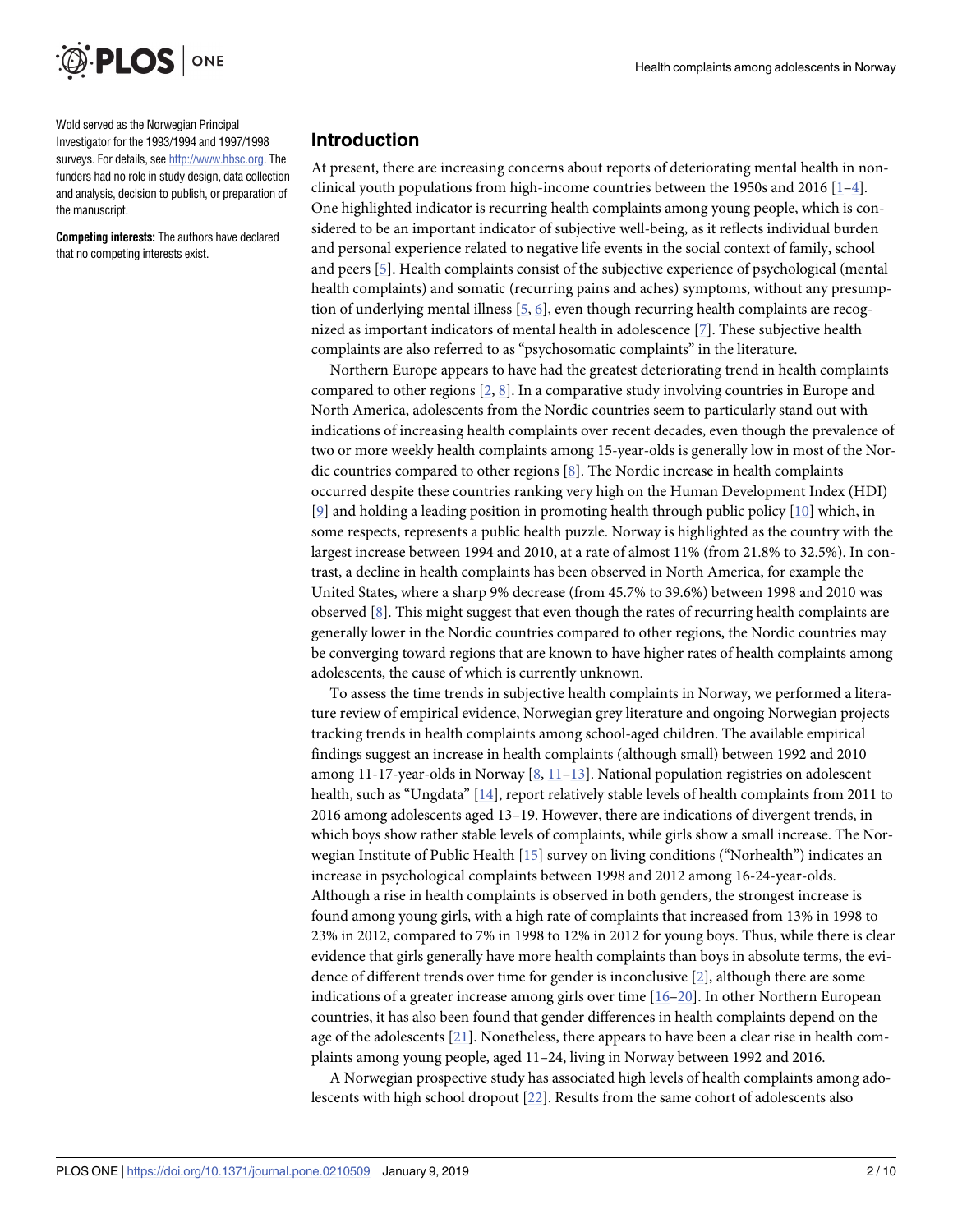Wold served as the Norwegian Principal Investigator for the 1993/1994 and 1997/1998 surveys. For details, see http://www.hbsc.org. The funders had no role in study design, data collection and analysis, decision to publish, or preparation of the manuscript.

**Competing interests:** The authors have declared that no competing interests exist.

## Introduction

At present, there are increasing concerns about reports of deteriorating mental health in non-clinical youth populations from high-income countries between the 1950s and 2016 [1–4]. One highlighted indicator is recurring health complaints among young people, which is considered to be an important indicator of subjective well-being, as it reflects individual burden and personal experience related to negative life events in the social context of family, school and peers [5]. Health complaints consist of the subjective experience of psychological (mental health complaints) and somatic (recurring pains and aches) symptoms, without any presumption of underlying mental illness [5, 6], even though recurring health complaints are recognized as important indicators of mental health in adolescence [7]. These subjective health complaints are also referred to as "psychosomatic complaints" in the literature.

Northern Europe appears to have had the greatest deteriorating trend in health complaints compared to other regions [2, 8]. In a comparative study involving countries in Europe and North America, adolescents from the Nordic countries seem to particularly stand out with indications of increasing health complaints over recent decades, even though the prevalence of two or more weekly health complaints among 15-year-olds is generally low in most of the Nordic countries compared to other regions [8]. The Nordic increase in health complaints occurred despite these countries ranking very high on the Human Development Index (HDI) [9] and holding a leading position in promoting health through public policy [10] which, in some respects, represents a public health puzzle. Norway is highlighted as the country with the largest increase between 1994 and 2010, at a rate of almost 11% (from 21.8% to 32.5%). In contrast, a decline in health complaints has been observed in North America, for example the United States, where a sharp 9% decrease (from 45.7% to 39.6%) between 1998 and 2010 was observed [8]. This might suggest that even though the rates of recurring health complaints are generally lower in the Nordic countries compared to other regions, the Nordic countries may be converging toward regions that are known to have higher rates of health complaints among adolescents, the cause of which is currently unknown.

To assess the time trends in subjective health complaints in Norway, we performed a literature review of empirical evidence, Norwegian grey literature and ongoing Norwegian projects tracking trends in health complaints among school-aged children. The available empirical findings suggest an increase in health complaints (although small) between 1992 and 2010 among 11-17-year-olds in Norway [8, 11–13]. National population registries on adolescent health, such as "Ungdata" [14], report relatively stable levels of health complaints from 2011 to 2016 among adolescents aged 13–19. However, there are indications of divergent trends, in which boys show rather stable levels of complaints, while girls show a small increase. The Norwegian Institute of Public Health [15] survey on living conditions ("Norhealth") indicates an increase in psychological complaints between 1998 and 2012 among 16-24-year-olds. Although a rise in health complaints is observed in both genders, the strongest increase is found among young girls, with a high rate of complaints that increased from 13% in 1998 to 23% in 2012, compared to 7% in 1998 to 12% in 2012 for young boys. Thus, while there is clear evidence that girls generally have more health complaints than boys in absolute terms, the evidence of different trends over time for gender is inconclusive [2], although there are some indications of a greater increase among girls over time [16–20]. In other Northern European countries, it has also been found that gender differences in health complaints depend on the age of the adolescents [21]. Nonetheless, there appears to have been a clear rise in health complaints among young people, aged 11–24, living in Norway between 1992 and 2016.

A Norwegian prospective study has associated high levels of health complaints among adolescents with high school dropout [22]. Results from the same cohort of adolescents also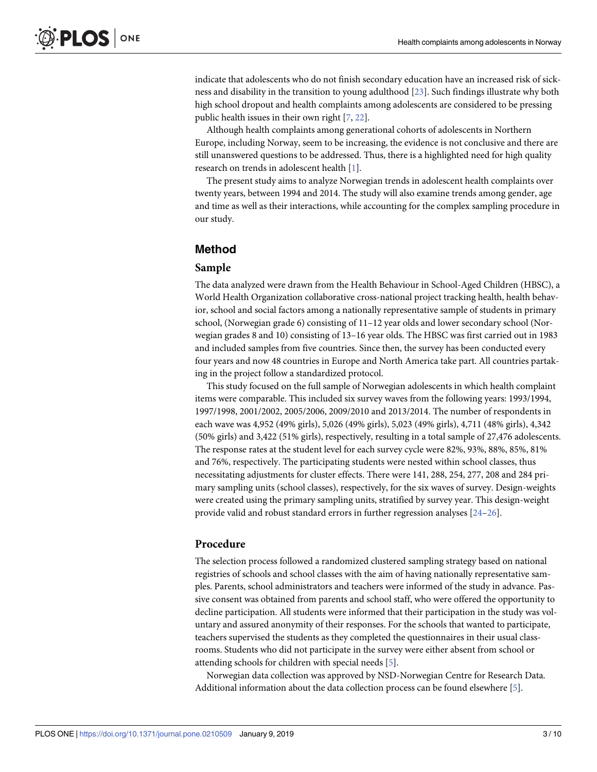indicate that adolescents who do not finish secondary education have an increased risk of sickness and disability in the transition to young adulthood [23]. Such findings illustrate why both high school dropout and health complaints among adolescents are considered to be pressing public health issues in their own right [7, 22].

Although health complaints among generational cohorts of adolescents in Northern Europe, including Norway, seem to be increasing, the evidence is not conclusive and there are still unanswered questions to be addressed. Thus, there is a highlighted need for high quality research on trends in adolescent health [1].

The present study aims to analyze Norwegian trends in adolescent health complaints over twenty years, between 1994 and 2014. The study will also examine trends among gender, age and time as well as their interactions, while accounting for the complex sampling procedure in our study.

## Method

### Sample

The data analyzed were drawn from the Health Behaviour in School-Aged Children (HBSC), a World Health Organization collaborative cross-national project tracking health, health behavior, school and social factors among a nationally representative sample of students in primary school, (Norwegian grade 6) consisting of 11–12 year olds and lower secondary school (Norwegian grades 8 and 10) consisting of 13–16 year olds. The HBSC was first carried out in 1983 and included samples from five countries. Since then, the survey has been conducted every four years and now 48 countries in Europe and North America take part. All countries partaking in the project follow a standardized protocol.

This study focused on the full sample of Norwegian adolescents in which health complaint items were comparable. This included six survey waves from the following years: 1993/1994, 1997/1998, 2001/2002, 2005/2006, 2009/2010 and 2013/2014. The number of respondents in each wave was 4,952 (49% girls), 5,026 (49% girls), 5,023 (49% girls), 4,711 (48% girls), 4,342 (50% girls) and 3,422 (51% girls), respectively, resulting in a total sample of 27,476 adolescents. The response rates at the student level for each survey cycle were 82%, 93%, 88%, 85%, 81% and 76%, respectively. The participating students were nested within school classes, thus necessitating adjustments for cluster effects. There were 141, 288, 254, 277, 208 and 284 primary sampling units (school classes), respectively, for the six waves of survey. Design-weights were created using the primary sampling units, stratified by survey year. This design-weight provide valid and robust standard errors in further regression analyses [24–26].

### Procedure

The selection process followed a randomized clustered sampling strategy based on national registries of schools and school classes with the aim of having nationally representative samples. Parents, school administrators and teachers were informed of the study in advance. Passive consent was obtained from parents and school staff, who were offered the opportunity to decline participation. All students were informed that their participation in the study was voluntary and assured anonymity of their responses. For the schools that wanted to participate, teachers supervised the students as they completed the questionnaires in their usual classrooms. Students who did not participate in the survey were either absent from school or attending schools for children with special needs [5].

Norwegian data collection was approved by NSD-Norwegian Centre for Research Data. Additional information about the data collection process can be found elsewhere [5].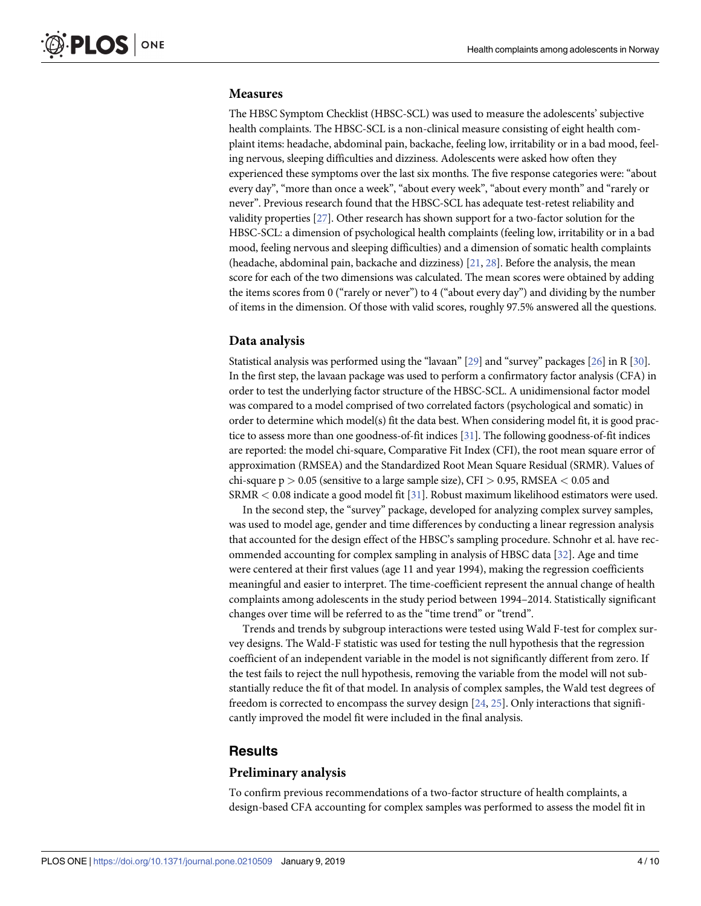### Measures

The HBSC Symptom Checklist (HBSC-SCL) was used to measure the adolescents' subjective health complaints. The HBSC-SCL is a non-clinical measure consisting of eight health complaint items: headache, abdominal pain, backache, feeling low, irritability or in a bad mood, feeling nervous, sleeping difficulties and dizziness. Adolescents were asked how often they experienced these symptoms over the last six months. The five response categories were: "about every day", "more than once a week", "about every week", "about every month" and "rarely or never". Previous research found that the HBSC-SCL has adequate test-retest reliability and validity properties [27]. Other research has shown support for a two-factor solution for the HBSC-SCL: a dimension of psychological health complaints (feeling low, irritability or in a bad mood, feeling nervous and sleeping difficulties) and a dimension of somatic health complaints (headache, abdominal pain, backache and dizziness) [21, 28]. Before the analysis, the mean score for each of the two dimensions was calculated. The mean scores were obtained by adding the items scores from 0 ("rarely or never") to 4 ("about every day") and dividing by the number of items in the dimension. Of those with valid scores, roughly 97.5% answered all the questions.

### Data analysis

Statistical analysis was performed using the "lavaan" [29] and "survey" packages [26] in R [30]. In the first step, the lavaan package was used to perform a confirmatory factor analysis (CFA) in order to test the underlying factor structure of the HBSC-SCL. A unidimensional factor model was compared to a model comprised of two correlated factors (psychological and somatic) in order to determine which model(s) fit the data best. When considering model fit, it is good practice to assess more than one goodness-of-fit indices [31]. The following goodness-of-fit indices are reported: the model chi-square, Comparative Fit Index (CFI), the root mean square error of approximation (RMSEA) and the Standardized Root Mean Square Residual (SRMR). Values of chi-square $p > 0.05$ (sensitive to a large sample size), $CFI > 0.95$, $RMSEA < 0.05$ and $SRMR < 0.08$ indicate a good model fit [31]. Robust maximum likelihood estimators were used.

In the second step, the "survey" package, developed for analyzing complex survey samples, was used to model age, gender and time differences by conducting a linear regression analysis that accounted for the design effect of the HBSC's sampling procedure. Schnohr et al. have recommended accounting for complex sampling in analysis of HBSC data [32]. Age and time were centered at their first values (age 11 and year 1994), making the regression coefficients meaningful and easier to interpret. The time-coefficient represent the annual change of health complaints among adolescents in the study period between 1994–2014. Statistically significant changes over time will be referred to as the "time trend" or "trend".

Trends and trends by subgroup interactions were tested using Wald F-test for complex survey designs. The Wald-F statistic was used for testing the null hypothesis that the regression coefficient of an independent variable in the model is not significantly different from zero. If the test fails to reject the null hypothesis, removing the variable from the model will not substantially reduce the fit of that model. In analysis of complex samples, the Wald test degrees of freedom is corrected to encompass the survey design [24, 25]. Only interactions that significantly improved the model fit were included in the final analysis.

## Results

### Preliminary analysis

To confirm previous recommendations of a two-factor structure of health complaints, a design-based CFA accounting for complex samples was performed to assess the model fit in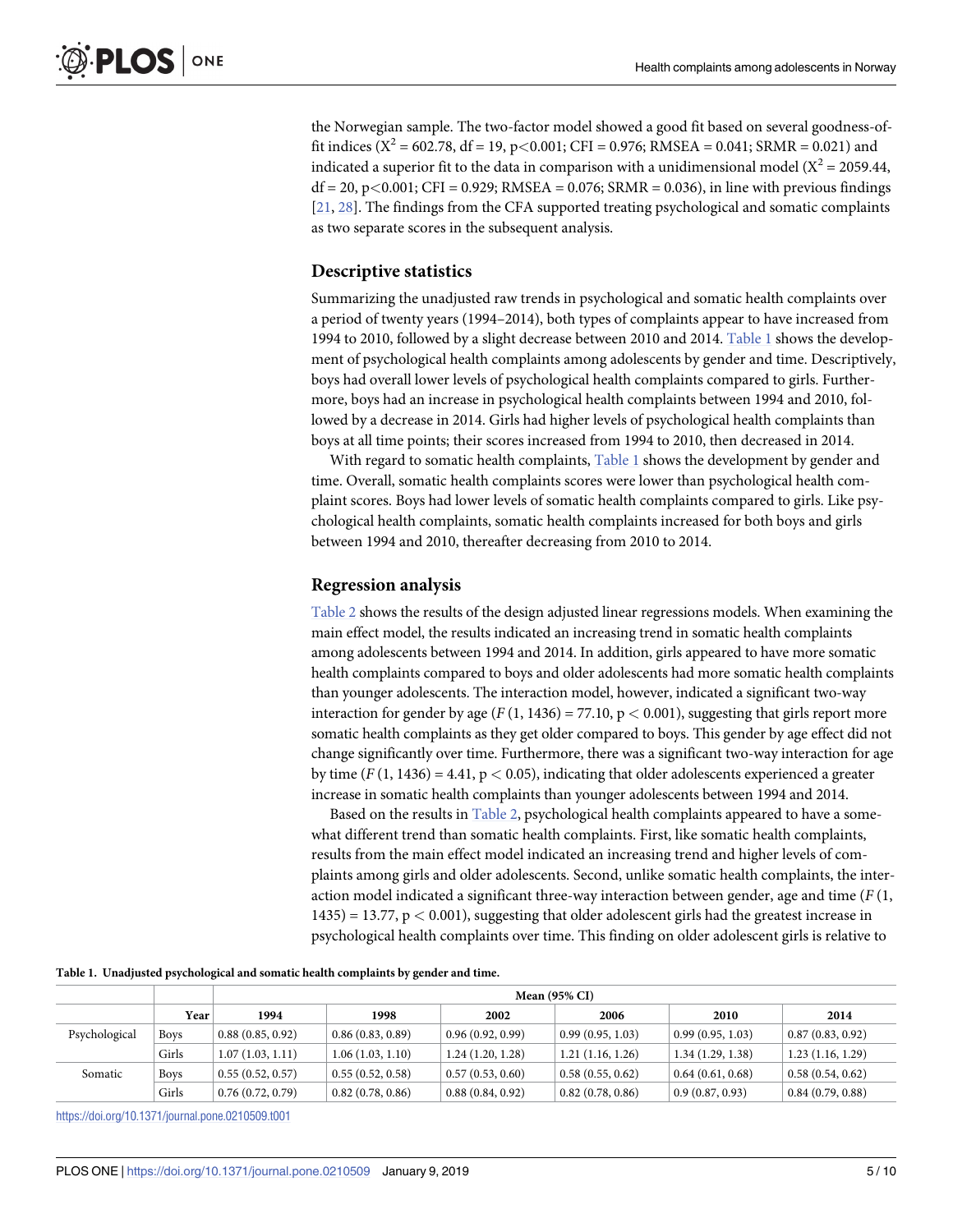the Norwegian sample. The two-factor model showed a good fit based on several goodness-of-fit indices ($X^2$ = 602.78, df = 19, p<0.001; CFI = 0.976; RMSEA = 0.041; SRMR = 0.021) and indicated a superior fit to the data in comparison with a unidimensional model ($X^2$ = 2059.44, df = 20, p<0.001; CFI = 0.929; RMSEA = 0.076; SRMR = 0.036), in line with previous findings [21, 28]. The findings from the CFA supported treating psychological and somatic complaints as two separate scores in the subsequent analysis.

### Descriptive statistics

Summarizing the unadjusted raw trends in psychological and somatic health complaints over a period of twenty years (1994–2014), both types of complaints appear to have increased from 1994 to 2010, followed by a slight decrease between 2010 and 2014. Table 1 shows the development of psychological health complaints among adolescents by gender and time. Descriptively, boys had overall lower levels of psychological health complaints compared to girls. Furthermore, boys had an increase in psychological health complaints between 1994 and 2010, followed by a decrease in 2014. Girls had higher levels of psychological health complaints than boys at all time points; their scores increased from 1994 to 2010, then decreased in 2014.

With regard to somatic health complaints, Table 1 shows the development by gender and time. Overall, somatic health complaints scores were lower than psychological health complaint scores. Boys had lower levels of somatic health complaints compared to girls. Like psychological health complaints, somatic health complaints increased for both boys and girls between 1994 and 2010, thereafter decreasing from 2010 to 2014.

### Regression analysis

Table 2 shows the results of the design adjusted linear regressions models. When examining the main effect model, the results indicated an increasing trend in somatic health complaints among adolescents between 1994 and 2014. In addition, girls appeared to have more somatic health complaints compared to boys and older adolescents had more somatic health complaints than younger adolescents. The interaction model, however, indicated a significant two-way interaction for gender by age ($F$ (1, 1436) = 77.10, $p < 0.001$), suggesting that girls report more somatic health complaints as they get older compared to boys. This gender by age effect did not change significantly over time. Furthermore, there was a significant two-way interaction for age by time ($F$ (1, 1436) = 4.41, $p < 0.05$), indicating that older adolescents experienced a greater increase in somatic health complaints than younger adolescents between 1994 and 2014.

Based on the results in Table 2, psychological health complaints appeared to have a somewhat different trend than somatic health complaints. First, like somatic health complaints, results from the main effect model indicated an increasing trend and higher levels of complaints among girls and older adolescents. Second, unlike somatic health complaints, the interaction model indicated a significant three-way interaction between gender, age and time ($F$ (1, 1435) = 13.77, $p < 0.001$), suggesting that older adolescent girls had the greatest increase in psychological health complaints over time. This finding on older adolescent girls is relative to

**Table 1. Unadjusted psychological and somatic health complaints by gender and time.**

| | | Mean (95% CI) | | | | | |
|---|---|---|---|---|---|---|---|
| | Year | 1994 | 1998 | 2002 | 2006 | 2010 | 2014 |
| Psychological | Boys | 0.88 (0.85, 0.92) | 0.86 (0.83, 0.89) | 0.96 (0.92, 0.99) | 0.99 (0.95, 1.03) | 0.99 (0.95, 1.03) | 0.87 (0.83, 0.92) |
| | Girls | 1.07 (1.03, 1.11) | 1.06 (1.03, 1.10) | 1.24 (1.20, 1.28) | 1.21 (1.16, 1.26) | 1.34 (1.29, 1.38) | 1.23 (1.16, 1.29) |
| Somatic | Boys | 0.55 (0.52, 0.57) | 0.55 (0.52, 0.58) | 0.57 (0.53, 0.60) | 0.58 (0.55, 0.62) | 0.64 (0.61, 0.68) | 0.58 (0.54, 0.62) |
| | Girls | 0.76 (0.72, 0.79) | 0.82 (0.78, 0.86) | 0.88 (0.84, 0.92) | 0.82 (0.78, 0.86) | 0.9 (0.87, 0.93) | 0.84 (0.79, 0.88) |

https://doi.org/10.1371/journal.pone.0210509.t001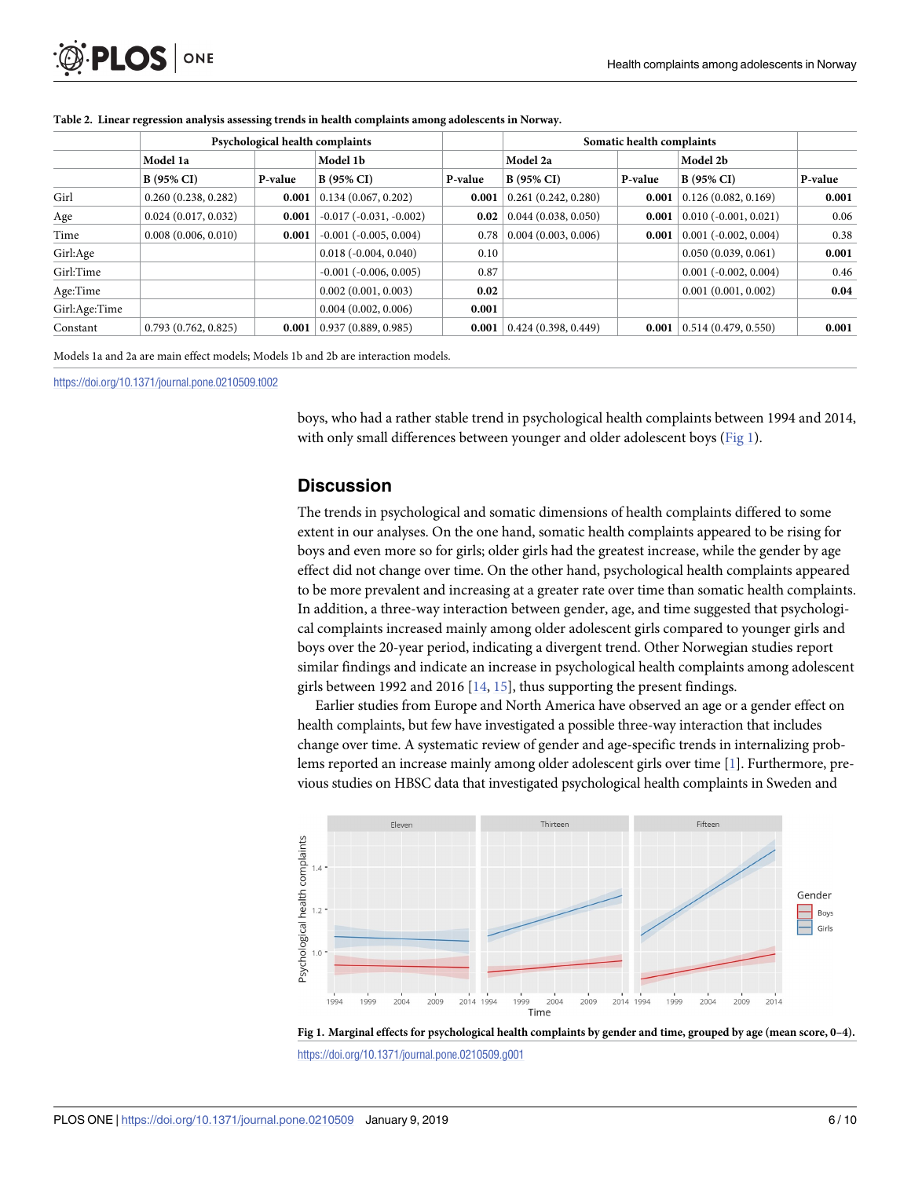**Table 2. Linear regression analysis assessing trends in health complaints among adolescents in Norway.**

| | Psychological health complaints | | | | Somatic health complaints | | | |
|---|---|---|---|---|---|---|---|---|
| | Model 1a | | Model 1b | | Model 2a | | Model 2b | |
| | B (95% CI) | P-value | B (95% CI) | P-value | B (95% CI) | P-value | B (95% CI) | P-value |
| Girl | 0.260 (0.238, 0.282) | **0.001** | 0.134 (0.067, 0.202) | **0.001** | 0.261 (0.242, 0.280) | **0.001** | 0.126 (0.082, 0.169) | **0.001** |
| Age | 0.024 (0.017, 0.032) | **0.001** | -0.017 (-0.031, -0.002) | **0.02** | 0.044 (0.038, 0.050) | **0.001** | 0.010 (-0.001, 0.021) | 0.06 |
| Time | 0.008 (0.006, 0.010) | **0.001** | -0.001 (-0.005, 0.004) | 0.78 | 0.004 (0.003, 0.006) | **0.001** | 0.001 (-0.002, 0.004) | 0.38 |
| Girl:Age | | | 0.018 (-0.004, 0.040) | 0.10 | | | 0.050 (0.039, 0.061) | **0.001** |
| Girl:Time | | | -0.001 (-0.006, 0.005) | 0.87 | | | 0.001 (-0.002, 0.004) | 0.46 |
| Age:Time | | | 0.002 (0.001, 0.003) | **0.02** | | | 0.001 (0.001, 0.002) | **0.04** |
| Girl:Age:Time | | | 0.004 (0.002, 0.006) | **0.001** | | | | |
| Constant | 0.793 (0.762, 0.825) | **0.001** | 0.937 (0.889, 0.985) | **0.001** | 0.424 (0.398, 0.449) | **0.001** | 0.514 (0.479, 0.550) | **0.001** |

Models 1a and 2a are main effect models; Models 1b and 2b are interaction models.

https://doi.org/10.1371/journal.pone.0210509.t002

boys, who had a rather stable trend in psychological health complaints between 1994 and 2014, with only small differences between younger and older adolescent boys (Fig 1).

## Discussion

The trends in psychological and somatic dimensions of health complaints differed to some extent in our analyses. On the one hand, somatic health complaints appeared to be rising for boys and even more so for girls; older girls had the greatest increase, while the gender by age effect did not change over time. On the other hand, psychological health complaints appeared to be more prevalent and increasing at a greater rate over time than somatic health complaints. In addition, a three-way interaction between gender, age, and time suggested that psychological complaints increased mainly among older adolescent girls compared to younger girls and boys over the 20-year period, indicating a divergent trend. Other Norwegian studies report similar findings and indicate an increase in psychological health complaints among adolescent girls between 1992 and 2016 [14, 15], thus supporting the present findings.

Earlier studies from Europe and North America have observed an age or a gender effect on health complaints, but few have investigated a possible three-way interaction that includes change over time. A systematic review of gender and age-specific trends in internalizing problems reported an increase mainly among older adolescent girls over time [1]. Furthermore, previous studies on HBSC data that investigated psychological health complaints in Sweden and

**Fig 1. Marginal effects for psychological health complaints by gender and time, grouped by age (mean score, 0–4).**

https://doi.org/10.1371/journal.pone.0210509.g001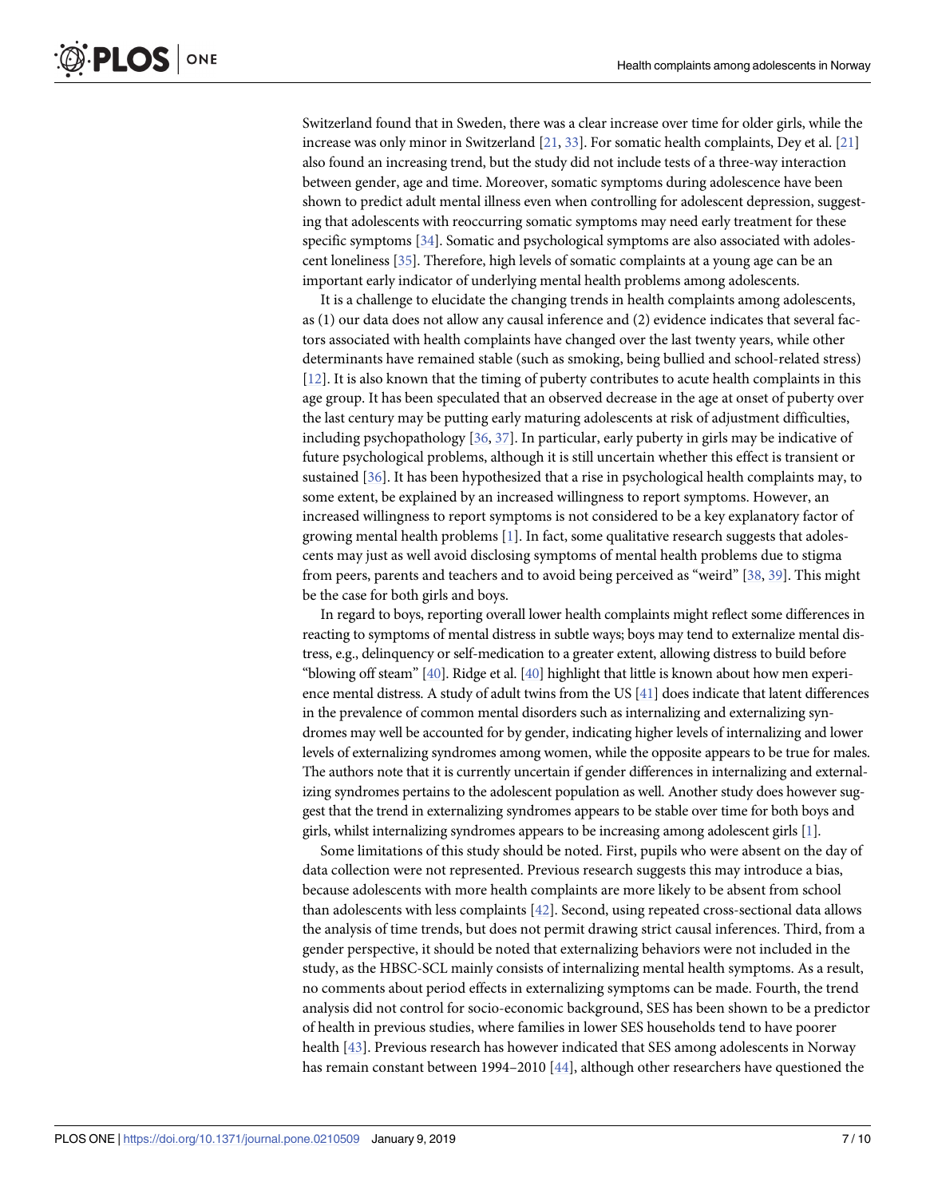Switzerland found that in Sweden, there was a clear increase over time for older girls, while the increase was only minor in Switzerland [21, 33]. For somatic health complaints, Dey et al. [21] also found an increasing trend, but the study did not include tests of a three-way interaction between gender, age and time. Moreover, somatic symptoms during adolescence have been shown to predict adult mental illness even when controlling for adolescent depression, suggesting that adolescents with reoccurring somatic symptoms may need early treatment for these specific symptoms [34]. Somatic and psychological symptoms are also associated with adolescent loneliness [35]. Therefore, high levels of somatic complaints at a young age can be an important early indicator of underlying mental health problems among adolescents.

It is a challenge to elucidate the changing trends in health complaints among adolescents, as (1) our data does not allow any causal inference and (2) evidence indicates that several factors associated with health complaints have changed over the last twenty years, while other determinants have remained stable (such as smoking, being bullied and school-related stress) [12]. It is also known that the timing of puberty contributes to acute health complaints in this age group. It has been speculated that an observed decrease in the age at onset of puberty over the last century may be putting early maturing adolescents at risk of adjustment difficulties, including psychopathology [36, 37]. In particular, early puberty in girls may be indicative of future psychological problems, although it is still uncertain whether this effect is transient or sustained [36]. It has been hypothesized that a rise in psychological health complaints may, to some extent, be explained by an increased willingness to report symptoms. However, an increased willingness to report symptoms is not considered to be a key explanatory factor of growing mental health problems [1]. In fact, some qualitative research suggests that adolescents may just as well avoid disclosing symptoms of mental health problems due to stigma from peers, parents and teachers and to avoid being perceived as "weird" [38, 39]. This might be the case for both girls and boys.

In regard to boys, reporting overall lower health complaints might reflect some differences in reacting to symptoms of mental distress in subtle ways; boys may tend to externalize mental distress, e.g., delinquency or self-medication to a greater extent, allowing distress to build before "blowing off steam" [40]. Ridge et al. [40] highlight that little is known about how men experience mental distress. A study of adult twins from the US [41] does indicate that latent differences in the prevalence of common mental disorders such as internalizing and externalizing syndromes may well be accounted for by gender, indicating higher levels of internalizing and lower levels of externalizing syndromes among women, while the opposite appears to be true for males. The authors note that it is currently uncertain if gender differences in internalizing and externalizing syndromes pertains to the adolescent population as well. Another study does however suggest that the trend in externalizing syndromes appears to be stable over time for both boys and girls, whilst internalizing syndromes appears to be increasing among adolescent girls [1].

Some limitations of this study should be noted. First, pupils who were absent on the day of data collection were not represented. Previous research suggests this may introduce a bias, because adolescents with more health complaints are more likely to be absent from school than adolescents with less complaints [42]. Second, using repeated cross-sectional data allows the analysis of time trends, but does not permit drawing strict causal inferences. Third, from a gender perspective, it should be noted that externalizing behaviors were not included in the study, as the HBSC-SCL mainly consists of internalizing mental health symptoms. As a result, no comments about period effects in externalizing symptoms can be made. Fourth, the trend analysis did not control for socio-economic background, SES has been shown to be a predictor of health in previous studies, where families in lower SES households tend to have poorer health [43]. Previous research has however indicated that SES among adolescents in Norway has remain constant between 1994–2010 [44], although other researchers have questioned the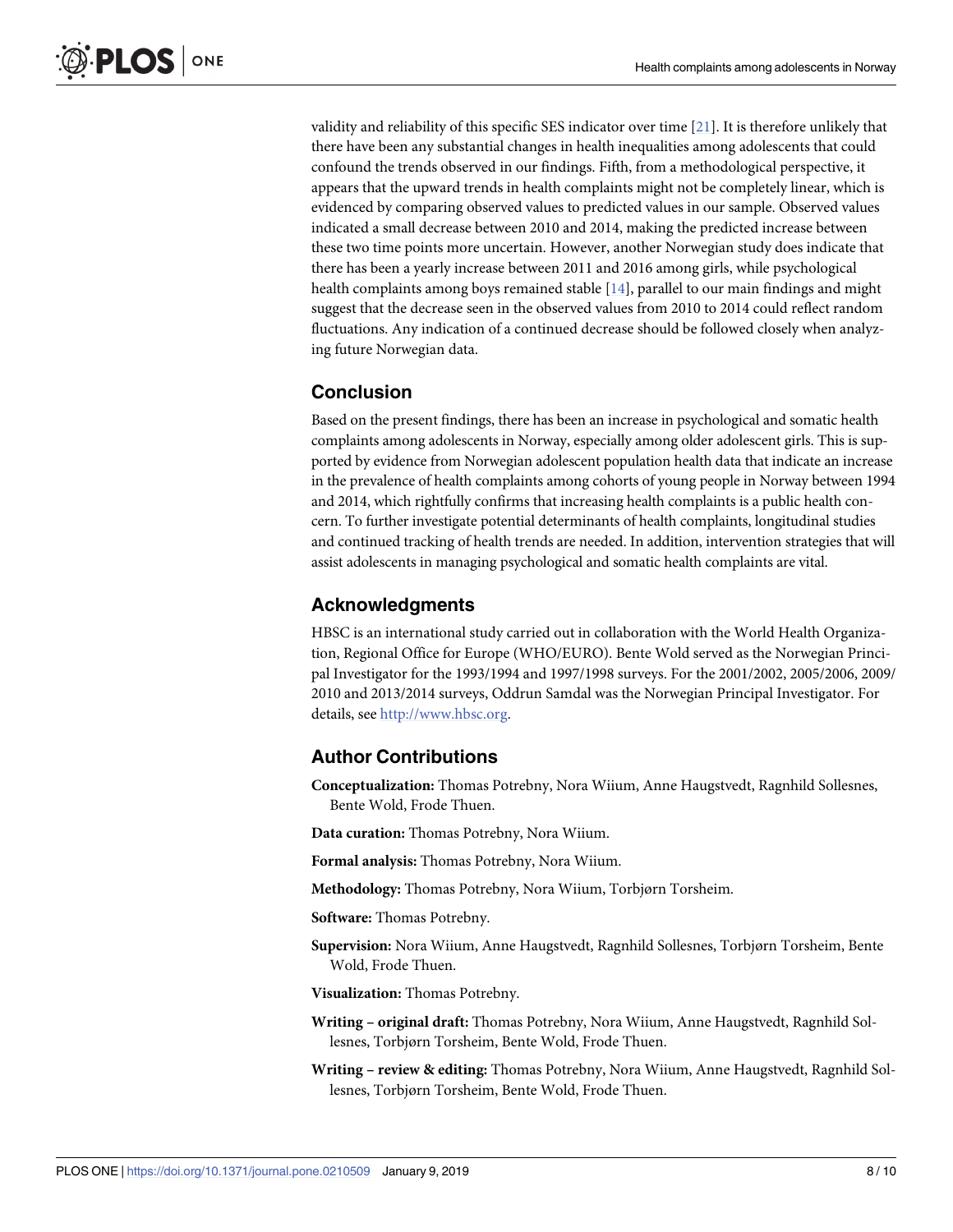validity and reliability of this specific SES indicator over time [21]. It is therefore unlikely that there have been any substantial changes in health inequalities among adolescents that could confound the trends observed in our findings. Fifth, from a methodological perspective, it appears that the upward trends in health complaints might not be completely linear, which is evidenced by comparing observed values to predicted values in our sample. Observed values indicated a small decrease between 2010 and 2014, making the predicted increase between these two time points more uncertain. However, another Norwegian study does indicate that there has been a yearly increase between 2011 and 2016 among girls, while psychological health complaints among boys remained stable [14], parallel to our main findings and might suggest that the decrease seen in the observed values from 2010 to 2014 could reflect random fluctuations. Any indication of a continued decrease should be followed closely when analyzing future Norwegian data.

## Conclusion

Based on the present findings, there has been an increase in psychological and somatic health complaints among adolescents in Norway, especially among older adolescent girls. This is supported by evidence from Norwegian adolescent population health data that indicate an increase in the prevalence of health complaints among cohorts of young people in Norway between 1994 and 2014, which rightfully confirms that increasing health complaints is a public health concern. To further investigate potential determinants of health complaints, longitudinal studies and continued tracking of health trends are needed. In addition, intervention strategies that will assist adolescents in managing psychological and somatic health complaints are vital.

## Acknowledgments

HBSC is an international study carried out in collaboration with the World Health Organization, Regional Office for Europe (WHO/EURO). Bente Wold served as the Norwegian Principal Investigator for the 1993/1994 and 1997/1998 surveys. For the 2001/2002, 2005/2006, 2009/2010 and 2013/2014 surveys, Oddrun Samdal was the Norwegian Principal Investigator. For details, see http://www.hbsc.org.

## Author Contributions

**Conceptualization:** Thomas Potrebny, Nora Wiium, Anne Haugstvedt, Ragnhild Sollesnes, Bente Wold, Frode Thuen.

**Data curation:** Thomas Potrebny, Nora Wiium.

**Formal analysis:** Thomas Potrebny, Nora Wiium.

**Methodology:** Thomas Potrebny, Nora Wiium, Torbjørn Torsheim.

**Software:** Thomas Potrebny.

**Supervision:** Nora Wiium, Anne Haugstvedt, Ragnhild Sollesnes, Torbjørn Torsheim, Bente Wold, Frode Thuen.

**Visualization:** Thomas Potrebny.

**Writing – original draft:** Thomas Potrebny, Nora Wiium, Anne Haugstvedt, Ragnhild Sollesnes, Torbjørn Torsheim, Bente Wold, Frode Thuen.

**Writing – review & editing:** Thomas Potrebny, Nora Wiium, Anne Haugstvedt, Ragnhild Sollesnes, Torbjørn Torsheim, Bente Wold, Frode Thuen.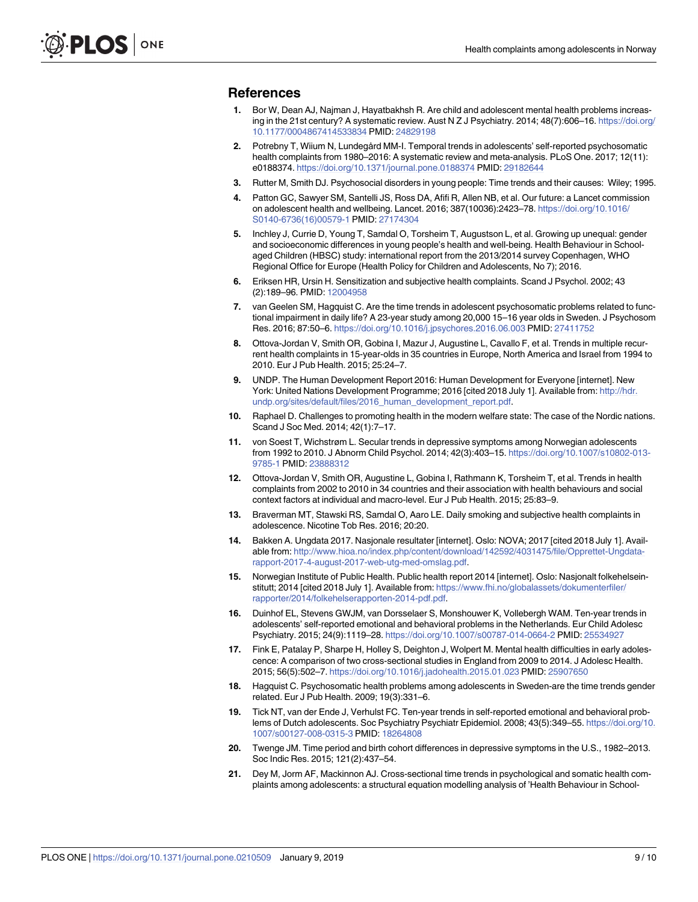## References

1. Bor W, Dean AJ, Najman J, Hayatbakhsh R. Are child and adolescent mental health problems increasing in the 21st century? A systematic review. Aust N Z J Psychiatry. 2014; 48(7):606–16. https://doi.org/10.1177/0004867414533834 PMID: 24829198
2. Potrebny T, Wiium N, Lundegård MM-I. Temporal trends in adolescents' self-reported psychosomatic health complaints from 1980–2016: A systematic review and meta-analysis. PLoS One. 2017; 12(11): e0188374. https://doi.org/10.1371/journal.pone.0188374 PMID: 29182644
3. Rutter M, Smith DJ. Psychosocial disorders in young people: Time trends and their causes: Wiley; 1995.
4. Patton GC, Sawyer SM, Santelli JS, Ross DA, Afifi R, Allen NB, et al. Our future: a Lancet commission on adolescent health and wellbeing. Lancet. 2016; 387(10036):2423–78. https://doi.org/10.1016/S0140-6736(16)00579-1 PMID: 27174304
5. Inchley J, Currie D, Young T, Samdal O, Torsheim T, Augustson L, et al. Growing up unequal: gender and socioeconomic differences in young people's health and well-being. Health Behaviour in School-aged Children (HBSC) study: international report from the 2013/2014 survey Copenhagen, WHO Regional Office for Europe (Health Policy for Children and Adolescents, No 7); 2016.
6. Eriksen HR, Ursin H. Sensitization and subjective health complaints. Scand J Psychol. 2002; 43 (2):189–96. PMID: 12004958
7. van Geelen SM, Hagquist C. Are the time trends in adolescent psychosomatic problems related to functional impairment in daily life? A 23-year study among 20,000 15–16 year olds in Sweden. J Psychosom Res. 2016; 87:50–6. https://doi.org/10.1016/j.jpsychores.2016.06.003 PMID: 27411752
8. Ottova-Jordan V, Smith OR, Gobina I, Mazur J, Augustine L, Cavallo F, et al. Trends in multiple recurrent health complaints in 15-year-olds in 35 countries in Europe, North America and Israel from 1994 to 2010. Eur J Pub Health. 2015; 25:24–7.
9. UNDP. The Human Development Report 2016: Human Development for Everyone [internet]. New York: United Nations Development Programme; 2016 [cited 2018 July 1]. Available from: http://hdr.undp.org/sites/default/files/2016_human_development_report.pdf.
10. Raphael D. Challenges to promoting health in the modern welfare state: The case of the Nordic nations. Scand J Soc Med. 2014; 42(1):7–17.
11. von Soest T, Wichstrøm L. Secular trends in depressive symptoms among Norwegian adolescents from 1992 to 2010. J Abnorm Child Psychol. 2014; 42(3):403–15. https://doi.org/10.1007/s10802-013-9785-1 PMID: 23888312
12. Ottova-Jordan V, Smith OR, Augustine L, Gobina I, Rathmann K, Torsheim T, et al. Trends in health complaints from 2002 to 2010 in 34 countries and their association with health behaviours and social context factors at individual and macro-level. Eur J Pub Health. 2015; 25:83–9.
13. Braverman MT, Stawski RS, Samdal O, Aaro LE. Daily smoking and subjective health complaints in adolescence. Nicotine Tob Res. 2016; 20:20.
14. Bakken A. Ungdata 2017. Nasjonale resultater [internet]. Oslo: NOVA; 2017 [cited 2018 July 1]. Available from: http://www.hioa.no/index.php/content/download/142592/4031475/file/Opprettet-Ungdata-rapport-2017-4-august-2017-web-utg-med-omslag.pdf.
15. Norwegian Institute of Public Health. Public health report 2014 [internet]. Oslo: Nasjonalt folkehelseinstitutt; 2014 [cited 2018 July 1]. Available from: https://www.fhi.no/globalassets/dokumenterfiler/rapporter/2014/folkehelserapporten-2014-pdf.pdf.
16. Duinhof EL, Stevens GWJM, van Dorsselaer S, Monshouwer K, Vollebergh WAM. Ten-year trends in adolescents' self-reported emotional and behavioral problems in the Netherlands. Eur Child Adolesc Psychiatry. 2015; 24(9):1119–28. https://doi.org/10.1007/s00787-014-0664-2 PMID: 25534927
17. Fink E, Patalay P, Sharpe H, Holley S, Deighton J, Wolpert M. Mental health difficulties in early adolescence: A comparison of two cross-sectional studies in England from 2009 to 2014. J Adolesc Health. 2015; 56(5):502–7. https://doi.org/10.1016/j.jadohealth.2015.01.023 PMID: 25907650
18. Hagquist C. Psychosomatic health problems among adolescents in Sweden-are the time trends gender related. Eur J Pub Health. 2009; 19(3):331–6.
19. Tick NT, van der Ende J, Verhulst FC. Ten-year trends in self-reported emotional and behavioral problems of Dutch adolescents. Soc Psychiatry Psychiatr Epidemiol. 2008; 43(5):349–55. https://doi.org/10.1007/s00127-008-0315-3 PMID: 18264808
20. Twenge JM. Time period and birth cohort differences in depressive symptoms in the U.S., 1982–2013. Soc Indic Res. 2015; 121(2):437–54.
21. Dey M, Jorm AF, Mackinnon AJ. Cross-sectional time trends in psychological and somatic health complaints among adolescents: a structural equation modelling analysis of 'Health Behaviour in School-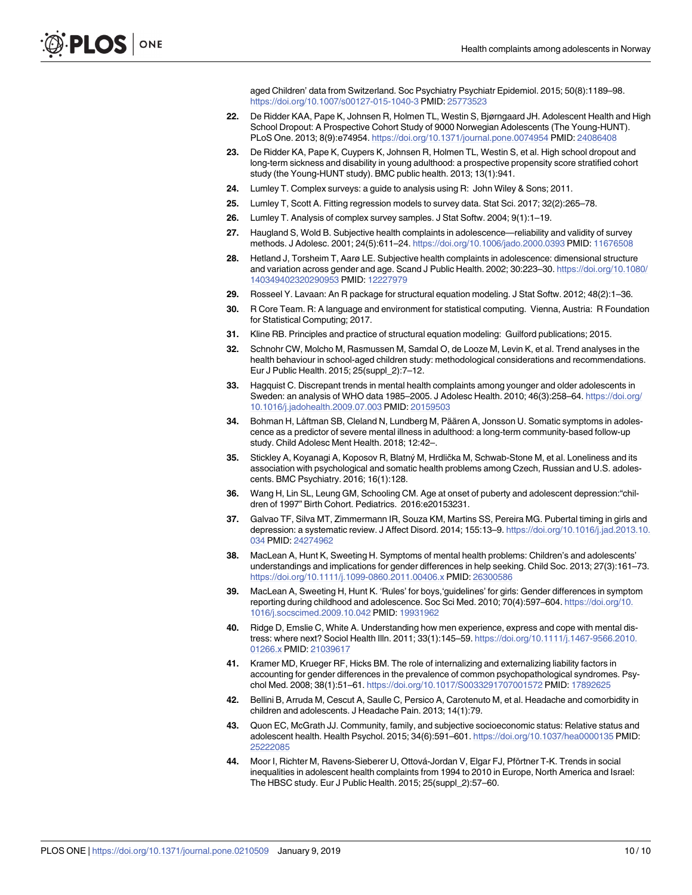aged Children' data from Switzerland. Soc Psychiatry Psychiatr Epidemiol. 2015; 50(8):1189–98. https://doi.org/10.1007/s00127-015-1040-3 PMID: 25773523

22. De Ridder KAA, Pape K, Johnsen R, Holmen TL, Westin S, Bjørngaard JH. Adolescent Health and High School Dropout: A Prospective Cohort Study of 9000 Norwegian Adolescents (The Young-HUNT). PLoS One. 2013; 8(9):e74954. https://doi.org/10.1371/journal.pone.0074954 PMID: 24086408
23. De Ridder KA, Pape K, Cuypers K, Johnsen R, Holmen TL, Westin S, et al. High school dropout and long-term sickness and disability in young adulthood: a prospective propensity score stratified cohort study (the Young-HUNT study). BMC public health. 2013; 13(1):941.
24. Lumley T. Complex surveys: a guide to analysis using R: John Wiley & Sons; 2011.
25. Lumley T, Scott A. Fitting regression models to survey data. Stat Sci. 2017; 32(2):265–78.
26. Lumley T. Analysis of complex survey samples. J Stat Softw. 2004; 9(1):1–19.
27. Haugland S, Wold B. Subjective health complaints in adolescence—reliability and validity of survey methods. J Adolesc. 2001; 24(5):611–24. https://doi.org/10.1006/jado.2000.0393 PMID: 11676508
28. Hetland J, Torsheim T, Aarø LE. Subjective health complaints in adolescence: dimensional structure and variation across gender and age. Scand J Public Health. 2002; 30:223–30. https://doi.org/10.1080/140349402320290953 PMID: 12227979
29. Rosseel Y. Lavaan: An R package for structural equation modeling. J Stat Softw. 2012; 48(2):1–36.
30. R Core Team. R: A language and environment for statistical computing. Vienna, Austria: R Foundation for Statistical Computing; 2017.
31. Kline RB. Principles and practice of structural equation modeling: Guilford publications; 2015.
32. Schnohr CW, Molcho M, Rasmussen M, Samdal O, de Looze M, Levin K, et al. Trend analyses in the health behaviour in school-aged children study: methodological considerations and recommendations. Eur J Public Health. 2015; 25(suppl_2):7–12.
33. Hagquist C. Discrepant trends in mental health complaints among younger and older adolescents in Sweden: an analysis of WHO data 1985–2005. J Adolesc Health. 2010; 46(3):258–64. https://doi.org/10.1016/j.jadohealth.2009.07.003 PMID: 20159503
34. Bohman H, Låftman SB, Cleland N, Lundberg M, Päären A, Jonsson U. Somatic symptoms in adolescence as a predictor of severe mental illness in adulthood: a long-term community-based follow-up study. Child Adolesc Ment Health. 2018; 12:42–.
35. Stickley A, Koyanagi A, Koposov R, Blatný M, Hrdlička M, Schwab-Stone M, et al. Loneliness and its association with psychological and somatic health problems among Czech, Russian and U.S. adolescents. BMC Psychiatry. 2016; 16(1):128.
36. Wang H, Lin SL, Leung GM, Schooling CM. Age at onset of puberty and adolescent depression:"children of 1997" Birth Cohort. Pediatrics. 2016:e20153231.
37. Galvao TF, Silva MT, Zimmermann IR, Souza KM, Martins SS, Pereira MG. Pubertal timing in girls and depression: a systematic review. J Affect Disord. 2014; 155:13–9. https://doi.org/10.1016/j.jad.2013.10.034 PMID: 24274962
38. MacLean A, Hunt K, Sweeting H. Symptoms of mental health problems: Children's and adolescents' understandings and implications for gender differences in help seeking. Child Soc. 2013; 27(3):161–73. https://doi.org/10.1111/j.1099-0860.2011.00406.x PMID: 26300586
39. MacLean A, Sweeting H, Hunt K. 'Rules' for boys,'guidelines' for girls: Gender differences in symptom reporting during childhood and adolescence. Soc Sci Med. 2010; 70(4):597–604. https://doi.org/10.1016/j.socscimed.2009.10.042 PMID: 19931962
40. Ridge D, Emslie C, White A. Understanding how men experience, express and cope with mental distress: where next? Sociol Health Illn. 2011; 33(1):145–59. https://doi.org/10.1111/j.1467-9566.2010.01266.x PMID: 21039617
41. Kramer MD, Krueger RF, Hicks BM. The role of internalizing and externalizing liability factors in accounting for gender differences in the prevalence of common psychopathological syndromes. Psychol Med. 2008; 38(1):51–61. https://doi.org/10.1017/S0033291707001572 PMID: 17892625
42. Bellini B, Arruda M, Cescut A, Saulle C, Persico A, Carotenuto M, et al. Headache and comorbidity in children and adolescents. J Headache Pain. 2013; 14(1):79.
43. Quon EC, McGrath JJ. Community, family, and subjective socioeconomic status: Relative status and adolescent health. Health Psychol. 2015; 34(6):591–601. https://doi.org/10.1037/hea0000135 PMID: 25222085
44. Moor I, Richter M, Ravens-Sieberer U, Ottová-Jordan V, Elgar FJ, Pförtner T-K. Trends in social inequalities in adolescent health complaints from 1994 to 2010 in Europe, North America and Israel: The HBSC study. Eur J Public Health. 2015; 25(suppl_2):57–60.